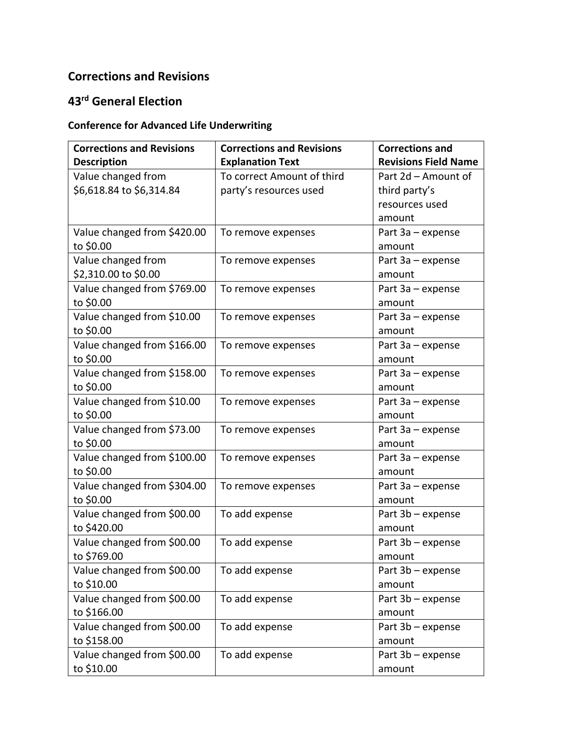## Corrections and Revisions

## 43rd General Election

### Conference for Advanced Life Underwriting

| Corrections and Revisions Description | Corrections and Revisions Explanation Text | Corrections and Revisions Field Name |
|---|---|---|
| Value changed from $6,618.84 to $6,314.84 | To correct Amount of third party's resources used | Part 2d – Amount of third party's resources used amount |
| Value changed from $420.00 to $0.00 | To remove expenses | Part 3a – expense amount |
| Value changed from $2,310.00 to $0.00 | To remove expenses | Part 3a – expense amount |
| Value changed from $769.00 to $0.00 | To remove expenses | Part 3a – expense amount |
| Value changed from $10.00 to $0.00 | To remove expenses | Part 3a – expense amount |
| Value changed from $166.00 to $0.00 | To remove expenses | Part 3a – expense amount |
| Value changed from $158.00 to $0.00 | To remove expenses | Part 3a – expense amount |
| Value changed from $10.00 to $0.00 | To remove expenses | Part 3a – expense amount |
| Value changed from $73.00 to $0.00 | To remove expenses | Part 3a – expense amount |
| Value changed from $100.00 to $0.00 | To remove expenses | Part 3a – expense amount |
| Value changed from $304.00 to $0.00 | To remove expenses | Part 3a – expense amount |
| Value changed from $00.00 to $420.00 | To add expense | Part 3b – expense amount |
| Value changed from $00.00 to $769.00 | To add expense | Part 3b – expense amount |
| Value changed from $00.00 to $10.00 | To add expense | Part 3b – expense amount |
| Value changed from $00.00 to $166.00 | To add expense | Part 3b – expense amount |
| Value changed from $00.00 to $158.00 | To add expense | Part 3b – expense amount |
| Value changed from $00.00 to $10.00 | To add expense | Part 3b – expense amount |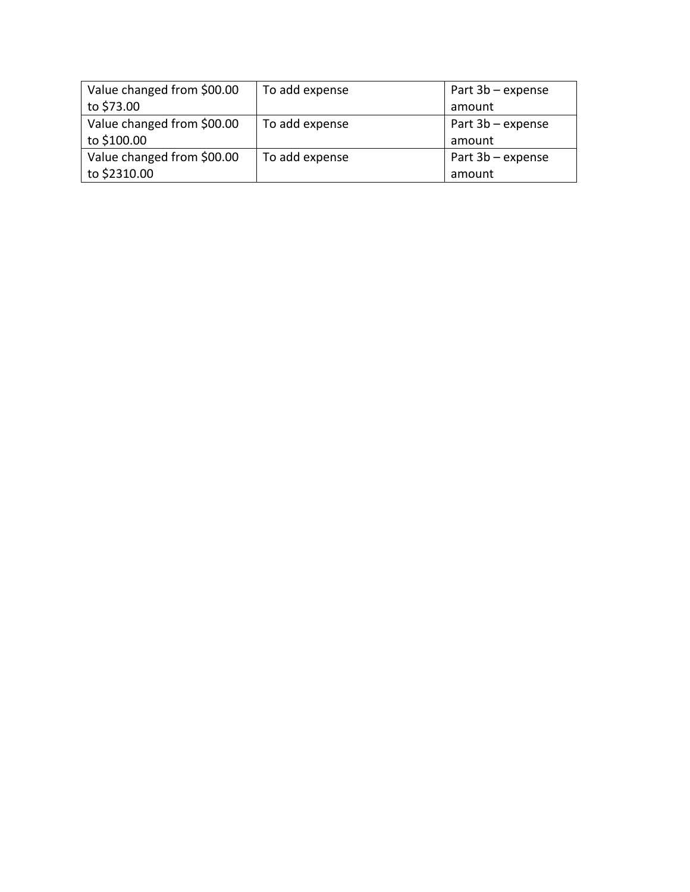| | | |
|---|---|---|
| Value changed from $00.00 to $73.00 | To add expense | Part 3b – expense amount |
| Value changed from $00.00 to $100.00 | To add expense | Part 3b – expense amount |
| Value changed from $00.00 to $2310.00 | To add expense | Part 3b – expense amount |